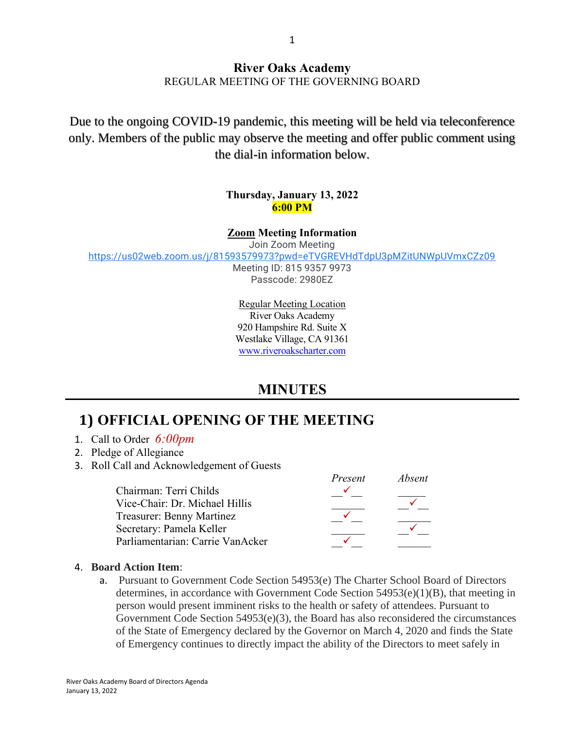# River Oaks Academy

REGULAR MEETING OF THE GOVERNING BOARD

Due to the ongoing COVID-19 pandemic, this meeting will be held via teleconference only. Members of the public may observe the meeting and offer public comment using the dial-in information below.

**Thursday, January 13, 2022**
**6:00 PM**

**Zoom Meeting Information**
Join Zoom Meeting
https://us02web.zoom.us/j/81593579973?pwd=eTVGREVHdTdpU3pMZitUNWpUVmxCZz09
Meeting ID: 815 9357 9973
Passcode: 2980EZ

Regular Meeting Location
River Oaks Academy
920 Hampshire Rd. Suite X
Westlake Village, CA 91361
www.riveroakscharter.com

## MINUTES

## 1) OFFICIAL OPENING OF THE MEETING

1. Call to Order *6:00pm*
2. Pledge of Allegiance
3. Roll Call and Acknowledgement of Guests

| | *Present* | *Absent* |
|---|---|---|
| Chairman: Terri Childs | ✓ | |
| Vice-Chair: Dr. Michael Hillis | | ✓ |
| Treasurer: Benny Martinez | ✓ | |
| Secretary: Pamela Keller | | ✓ |
| Parliamentarian: Carrie VanAcker | ✓ | |

4. **Board Action Item**:
   a. Pursuant to Government Code Section 54953(e) The Charter School Board of Directors determines, in accordance with Government Code Section 54953(e)(1)(B), that meeting in person would present imminent risks to the health or safety of attendees. Pursuant to Government Code Section 54953(e)(3), the Board has also reconsidered the circumstances of the State of Emergency declared by the Governor on March 4, 2020 and finds the State of Emergency continues to directly impact the ability of the Directors to meet safely in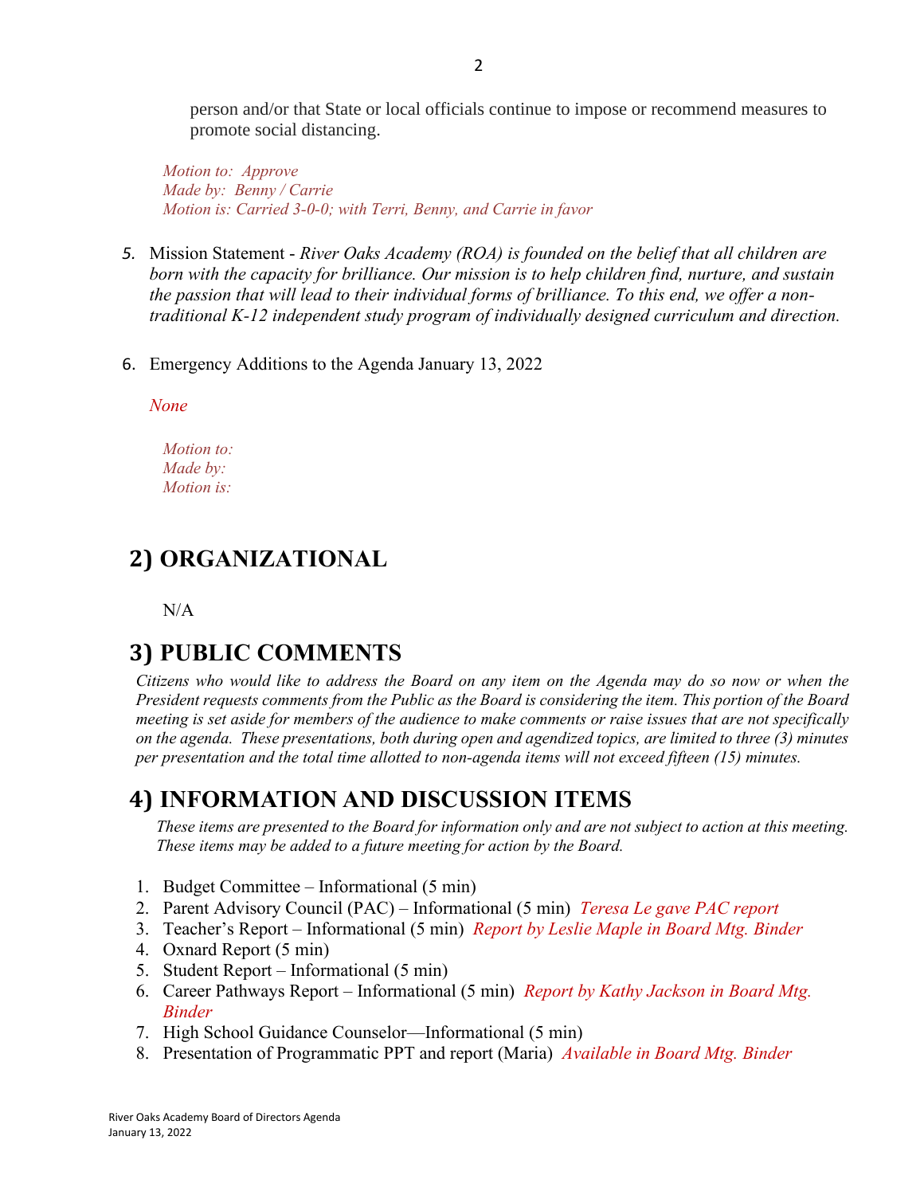person and/or that State or local officials continue to impose or recommend measures to promote social distancing.

*Motion to: Approve*
*Made by: Benny / Carrie*
*Motion is: Carried 3-0-0; with Terri, Benny, and Carrie in favor*

5. Mission Statement - *River Oaks Academy (ROA) is founded on the belief that all children are born with the capacity for brilliance. Our mission is to help children find, nurture, and sustain the passion that will lead to their individual forms of brilliance. To this end, we offer a non-traditional K-12 independent study program of individually designed curriculum and direction.*

6. Emergency Additions to the Agenda January 13, 2022

*None*

*Motion to:*
*Made by:*
*Motion is:*

## 2) ORGANIZATIONAL

N/A

## 3) PUBLIC COMMENTS

*Citizens who would like to address the Board on any item on the Agenda may do so now or when the President requests comments from the Public as the Board is considering the item. This portion of the Board meeting is set aside for members of the audience to make comments or raise issues that are not specifically on the agenda. These presentations, both during open and agendized topics, are limited to three (3) minutes per presentation and the total time allotted to non-agenda items will not exceed fifteen (15) minutes.*

## 4) INFORMATION AND DISCUSSION ITEMS

*These items are presented to the Board for information only and are not subject to action at this meeting. These items may be added to a future meeting for action by the Board.*

1. Budget Committee – Informational (5 min)
2. Parent Advisory Council (PAC) – Informational (5 min) *Teresa Le gave PAC report*
3. Teacher's Report – Informational (5 min) *Report by Leslie Maple in Board Mtg. Binder*
4. Oxnard Report (5 min)
5. Student Report – Informational (5 min)
6. Career Pathways Report – Informational (5 min) *Report by Kathy Jackson in Board Mtg. Binder*
7. High School Guidance Counselor—Informational (5 min)
8. Presentation of Programmatic PPT and report (Maria) *Available in Board Mtg. Binder*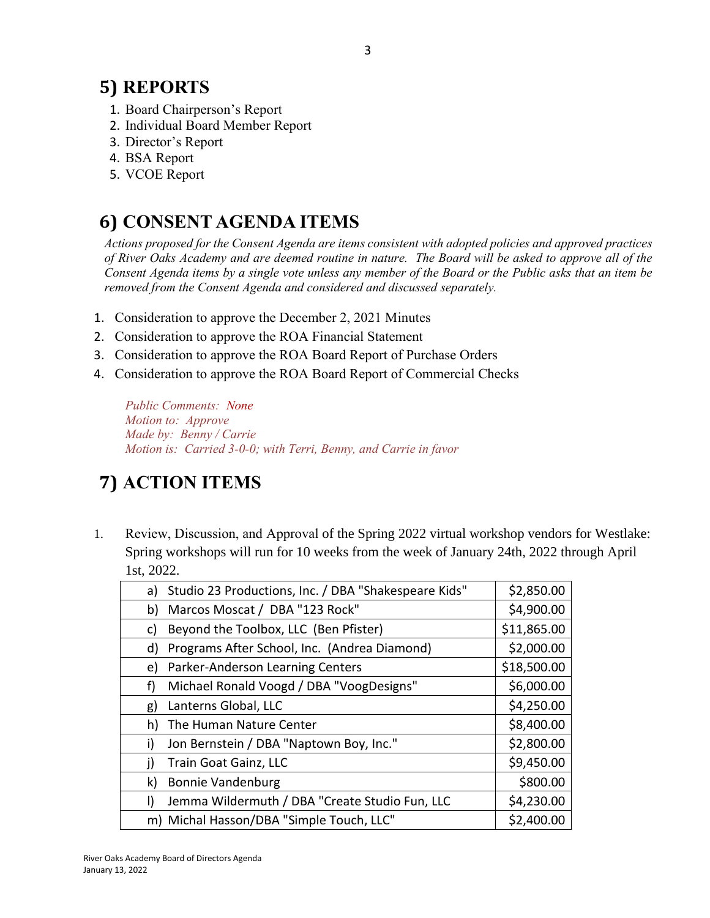## 5) REPORTS

1. Board Chairperson's Report
2. Individual Board Member Report
3. Director's Report
4. BSA Report
5. VCOE Report

## 6) CONSENT AGENDA ITEMS

*Actions proposed for the Consent Agenda are items consistent with adopted policies and approved practices of River Oaks Academy and are deemed routine in nature. The Board will be asked to approve all of the Consent Agenda items by a single vote unless any member of the Board or the Public asks that an item be removed from the Consent Agenda and considered and discussed separately.*

1. Consideration to approve the December 2, 2021 Minutes
2. Consideration to approve the ROA Financial Statement
3. Consideration to approve the ROA Board Report of Purchase Orders
4. Consideration to approve the ROA Board Report of Commercial Checks

*Public Comments: None*
*Motion to: Approve*
*Made by: Benny / Carrie*
*Motion is: Carried 3-0-0; with Terri, Benny, and Carrie in favor*

## 7) ACTION ITEMS

1. Review, Discussion, and Approval of the Spring 2022 virtual workshop vendors for Westlake: Spring workshops will run for 10 weeks from the week of January 24th, 2022 through April 1st, 2022.

| Vendor | Amount |
|---|---|
| a) Studio 23 Productions, Inc. / DBA "Shakespeare Kids" | $2,850.00 |
| b) Marcos Moscat / DBA "123 Rock" | $4,900.00 |
| c) Beyond the Toolbox, LLC (Ben Pfister) | $11,865.00 |
| d) Programs After School, Inc. (Andrea Diamond) | $2,000.00 |
| e) Parker-Anderson Learning Centers | $18,500.00 |
| f) Michael Ronald Voogd / DBA "VoogDesigns" | $6,000.00 |
| g) Lanterns Global, LLC | $4,250.00 |
| h) The Human Nature Center | $8,400.00 |
| i) Jon Bernstein / DBA "Naptown Boy, Inc." | $2,800.00 |
| j) Train Goat Gainz, LLC | $9,450.00 |
| k) Bonnie Vandenburg | $800.00 |
| l) Jemma Wildermuth / DBA "Create Studio Fun, LLC | $4,230.00 |
| m) Michal Hasson/DBA "Simple Touch, LLC" | $2,400.00 |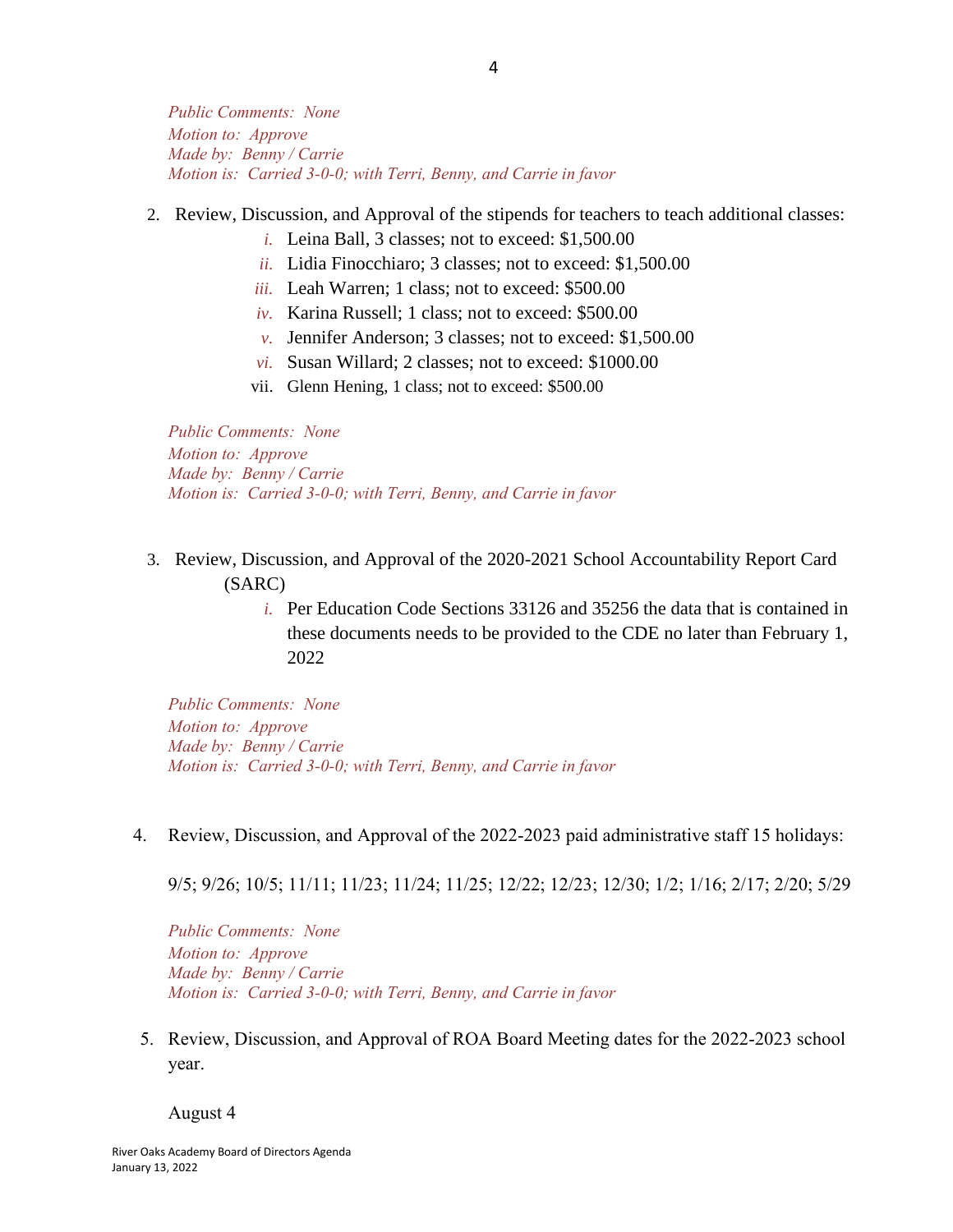*Public Comments: None*
*Motion to: Approve*
*Made by: Benny / Carrie*
*Motion is: Carried 3-0-0; with Terri, Benny, and Carrie in favor*

2. Review, Discussion, and Approval of the stipends for teachers to teach additional classes:
   i. Leina Ball, 3 classes; not to exceed: $1,500.00
   ii. Lidia Finocchiaro; 3 classes; not to exceed: $1,500.00
   iii. Leah Warren; 1 class; not to exceed: $500.00
   iv. Karina Russell; 1 class; not to exceed: $500.00
   v. Jennifer Anderson; 3 classes; not to exceed: $1,500.00
   vi. Susan Willard; 2 classes; not to exceed: $1000.00
   vii. Glenn Hening, 1 class; not to exceed: $500.00

*Public Comments: None*
*Motion to: Approve*
*Made by: Benny / Carrie*
*Motion is: Carried 3-0-0; with Terri, Benny, and Carrie in favor*

3. Review, Discussion, and Approval of the 2020-2021 School Accountability Report Card (SARC)
   i. Per Education Code Sections 33126 and 35256 the data that is contained in these documents needs to be provided to the CDE no later than February 1, 2022

*Public Comments: None*
*Motion to: Approve*
*Made by: Benny / Carrie*
*Motion is: Carried 3-0-0; with Terri, Benny, and Carrie in favor*

4. Review, Discussion, and Approval of the 2022-2023 paid administrative staff 15 holidays:

   9/5; 9/26; 10/5; 11/11; 11/23; 11/24; 11/25; 12/22; 12/23; 12/30; 1/2; 1/16; 2/17; 2/20; 5/29

*Public Comments: None*
*Motion to: Approve*
*Made by: Benny / Carrie*
*Motion is: Carried 3-0-0; with Terri, Benny, and Carrie in favor*

5. Review, Discussion, and Approval of ROA Board Meeting dates for the 2022-2023 school year.

   August 4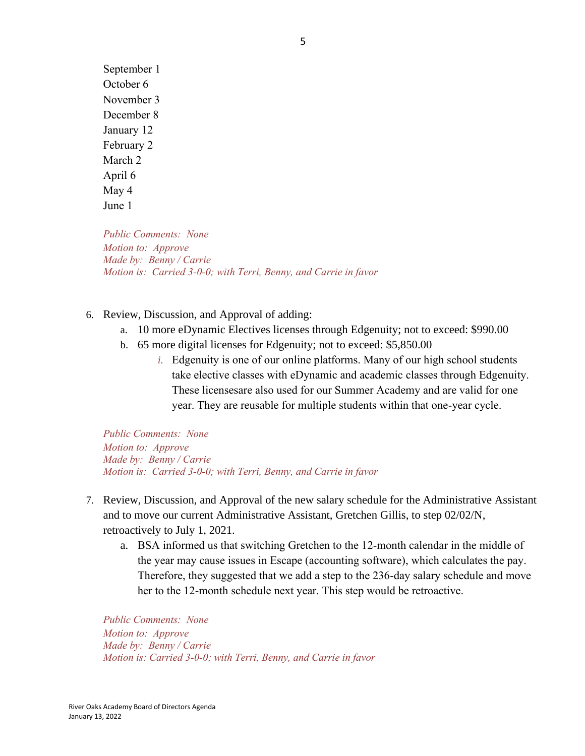September 1
October 6
November 3
December 8
January 12
February 2
March 2
April 6
May 4
June 1

*Public Comments: None*
*Motion to: Approve*
*Made by: Benny / Carrie*
*Motion is: Carried 3-0-0; with Terri, Benny, and Carrie in favor*

6. Review, Discussion, and Approval of adding:
   a. 10 more eDynamic Electives licenses through Edgenuity; not to exceed: $990.00
   b. 65 more digital licenses for Edgenuity; not to exceed: $5,850.00
      i. Edgenuity is one of our online platforms. Many of our high school students take elective classes with eDynamic and academic classes through Edgenuity. These licensesare also used for our Summer Academy and are valid for one year. They are reusable for multiple students within that one-year cycle.

*Public Comments: None*
*Motion to: Approve*
*Made by: Benny / Carrie*
*Motion is: Carried 3-0-0; with Terri, Benny, and Carrie in favor*

7. Review, Discussion, and Approval of the new salary schedule for the Administrative Assistant and to move our current Administrative Assistant, Gretchen Gillis, to step 02/02/N, retroactively to July 1, 2021.
   a. BSA informed us that switching Gretchen to the 12-month calendar in the middle of the year may cause issues in Escape (accounting software), which calculates the pay. Therefore, they suggested that we add a step to the 236-day salary schedule and move her to the 12-month schedule next year. This step would be retroactive.

*Public Comments: None*
*Motion to: Approve*
*Made by: Benny / Carrie*
*Motion is: Carried 3-0-0; with Terri, Benny, and Carrie in favor*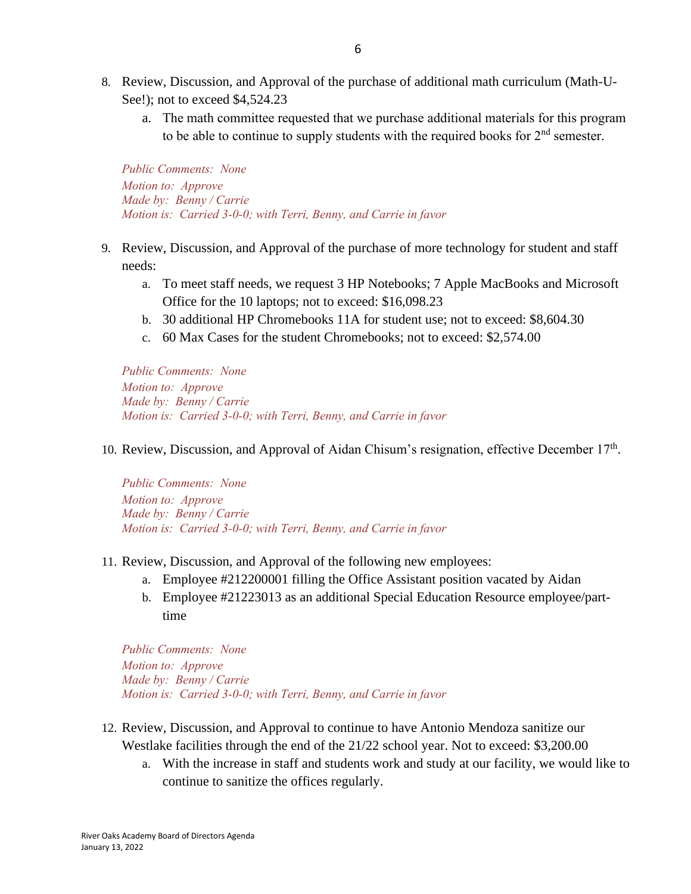8. Review, Discussion, and Approval of the purchase of additional math curriculum (Math-U-See!); not to exceed $4,524.23
   a. The math committee requested that we purchase additional materials for this program to be able to continue to supply students with the required books for 2nd semester.

   *Public Comments: None*
   *Motion to: Approve*
   *Made by: Benny / Carrie*
   *Motion is: Carried 3-0-0; with Terri, Benny, and Carrie in favor*

9. Review, Discussion, and Approval of the purchase of more technology for student and staff needs:
   a. To meet staff needs, we request 3 HP Notebooks; 7 Apple MacBooks and Microsoft Office for the 10 laptops; not to exceed: $16,098.23
   b. 30 additional HP Chromebooks 11A for student use; not to exceed: $8,604.30
   c. 60 Max Cases for the student Chromebooks; not to exceed: $2,574.00

   *Public Comments: None*
   *Motion to: Approve*
   *Made by: Benny / Carrie*
   *Motion is: Carried 3-0-0; with Terri, Benny, and Carrie in favor*

10. Review, Discussion, and Approval of Aidan Chisum's resignation, effective December 17th.

   *Public Comments: None*
   *Motion to: Approve*
   *Made by: Benny / Carrie*
   *Motion is: Carried 3-0-0; with Terri, Benny, and Carrie in favor*

11. Review, Discussion, and Approval of the following new employees:
   a. Employee #212200001 filling the Office Assistant position vacated by Aidan
   b. Employee #21223013 as an additional Special Education Resource employee/part-time

   *Public Comments: None*
   *Motion to: Approve*
   *Made by: Benny / Carrie*
   *Motion is: Carried 3-0-0; with Terri, Benny, and Carrie in favor*

12. Review, Discussion, and Approval to continue to have Antonio Mendoza sanitize our Westlake facilities through the end of the 21/22 school year. Not to exceed: $3,200.00
   a. With the increase in staff and students work and study at our facility, we would like to continue to sanitize the offices regularly.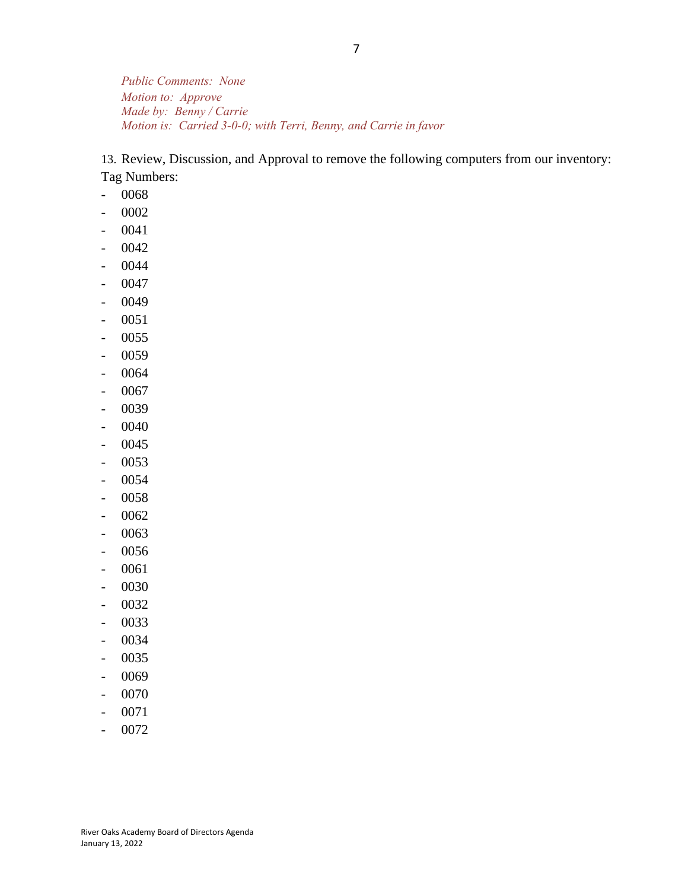*Public Comments: None*
*Motion to: Approve*
*Made by: Benny / Carrie*
*Motion is: Carried 3-0-0; with Terri, Benny, and Carrie in favor*

13. Review, Discussion, and Approval to remove the following computers from our inventory:
Tag Numbers:

- 0068
- 0002
- 0041
- 0042
- 0044
- 0047
- 0049
- 0051
- 0055
- 0059
- 0064
- 0067
- 0039
- 0040
- 0045
- 0053
- 0054
- 0058
- 0062
- 0063
- 0056
- 0061
- 0030
- 0032
- 0033
- 0034
- 0035
- 0069
- 0070
- 0071
- 0072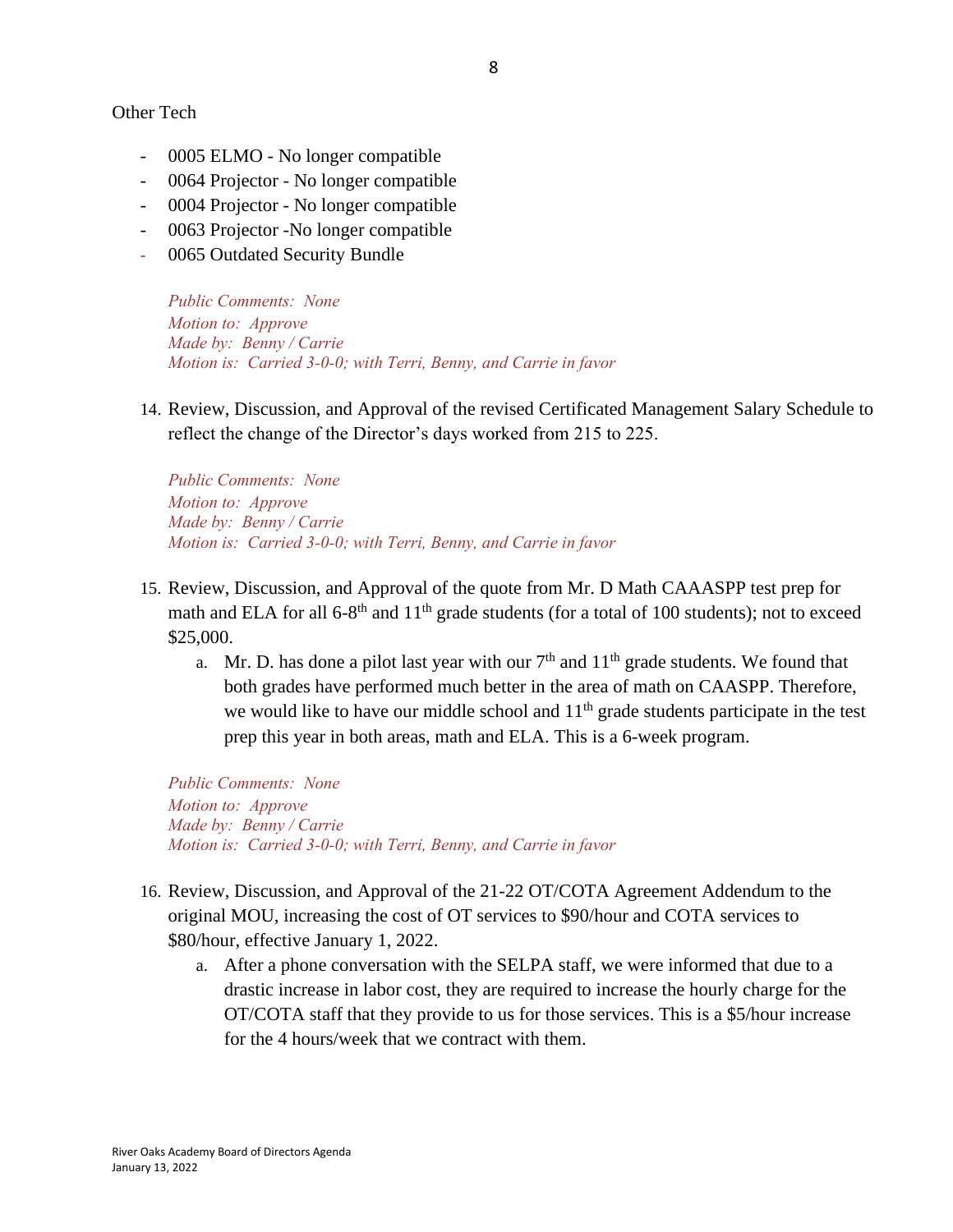Other Tech

- 0005 ELMO - No longer compatible
- 0064 Projector - No longer compatible
- 0004 Projector - No longer compatible
- 0063 Projector -No longer compatible
- 0065 Outdated Security Bundle

*Public Comments: None*
*Motion to: Approve*
*Made by: Benny / Carrie*
*Motion is: Carried 3-0-0; with Terri, Benny, and Carrie in favor*

14. Review, Discussion, and Approval of the revised Certificated Management Salary Schedule to reflect the change of the Director's days worked from 215 to 225.

*Public Comments: None*
*Motion to: Approve*
*Made by: Benny / Carrie*
*Motion is: Carried 3-0-0; with Terri, Benny, and Carrie in favor*

15. Review, Discussion, and Approval of the quote from Mr. D Math CAAASPP test prep for math and ELA for all 6-8th and 11th grade students (for a total of 100 students); not to exceed $25,000.
    a. Mr. D. has done a pilot last year with our 7th and 11th grade students. We found that both grades have performed much better in the area of math on CAASPP. Therefore, we would like to have our middle school and 11th grade students participate in the test prep this year in both areas, math and ELA. This is a 6-week program.

*Public Comments: None*
*Motion to: Approve*
*Made by: Benny / Carrie*
*Motion is: Carried 3-0-0; with Terri, Benny, and Carrie in favor*

16. Review, Discussion, and Approval of the 21-22 OT/COTA Agreement Addendum to the original MOU, increasing the cost of OT services to $90/hour and COTA services to $80/hour, effective January 1, 2022.
    a. After a phone conversation with the SELPA staff, we were informed that due to a drastic increase in labor cost, they are required to increase the hourly charge for the OT/COTA staff that they provide to us for those services. This is a $5/hour increase for the 4 hours/week that we contract with them.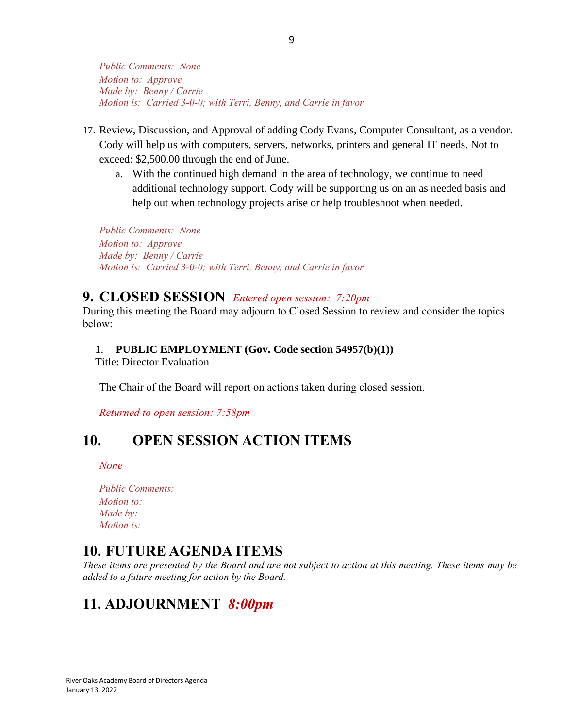*Public Comments: None*
*Motion to: Approve*
*Made by: Benny / Carrie*
*Motion is: Carried 3-0-0; with Terri, Benny, and Carrie in favor*

17. Review, Discussion, and Approval of adding Cody Evans, Computer Consultant, as a vendor. Cody will help us with computers, servers, networks, printers and general IT needs. Not to exceed: $2,500.00 through the end of June.
    a. With the continued high demand in the area of technology, we continue to need additional technology support. Cody will be supporting us on an as needed basis and help out when technology projects arise or help troubleshoot when needed.

*Public Comments: None*
*Motion to: Approve*
*Made by: Benny / Carrie*
*Motion is: Carried 3-0-0; with Terri, Benny, and Carrie in favor*

## 9. CLOSED SESSION *Entered open session: 7:20pm*

During this meeting the Board may adjourn to Closed Session to review and consider the topics below:

1. **PUBLIC EMPLOYMENT (Gov. Code section 54957(b)(1))**
   Title: Director Evaluation

The Chair of the Board will report on actions taken during closed session.

*Returned to open session: 7:58pm*

## 10. OPEN SESSION ACTION ITEMS

*None*

*Public Comments:*
*Motion to:*
*Made by:*
*Motion is:*

## 10. FUTURE AGENDA ITEMS

*These items are presented by the Board and are not subject to action at this meeting. These items may be added to a future meeting for action by the Board.*

## 11. ADJOURNMENT *8:00pm*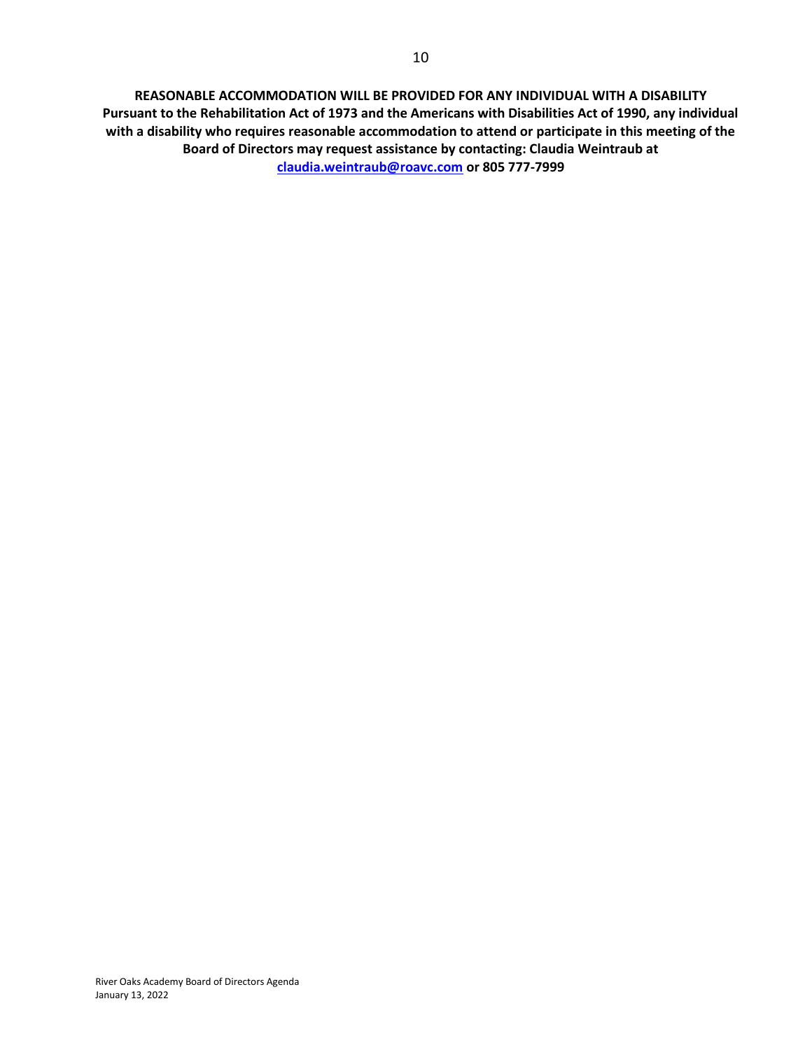**REASONABLE ACCOMMODATION WILL BE PROVIDED FOR ANY INDIVIDUAL WITH A DISABILITY**
**Pursuant to the Rehabilitation Act of 1973 and the Americans with Disabilities Act of 1990, any individual with a disability who requires reasonable accommodation to attend or participate in this meeting of the Board of Directors may request assistance by contacting: Claudia Weintraub at [claudia.weintraub@roavc.com](mailto:claudia.weintraub@roavc.com) or 805 777-7999**